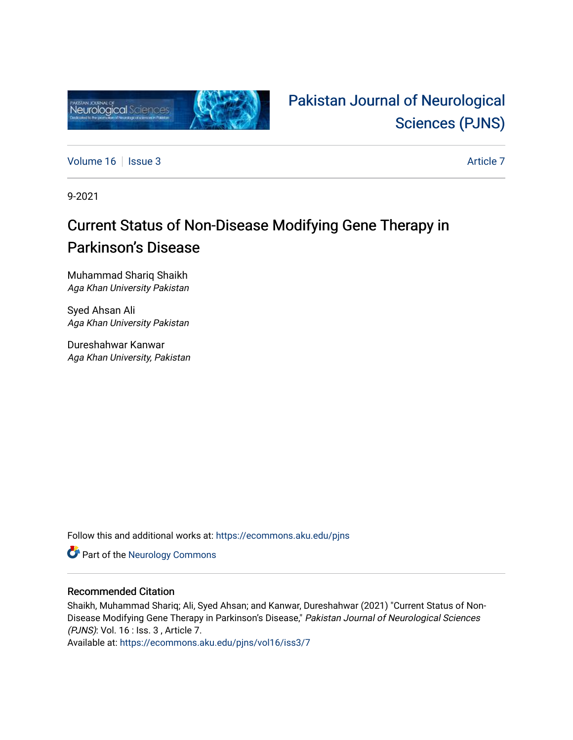Pakistan Journal of Neurological Sciences (PJNS)

Volume 16 | Issue 3 | Article 7

9-2021

# Current Status of Non-Disease Modifying Gene Therapy in Parkinson's Disease

Muhammad Shariq Shaikh
*Aga Khan University Pakistan*

Syed Ahsan Ali
*Aga Khan University Pakistan*

Dureshahwar Kanwar
*Aga Khan University, Pakistan*

Follow this and additional works at: https://ecommons.aku.edu/pjns

Part of the Neurology Commons

## Recommended Citation

Shaikh, Muhammad Shariq; Ali, Syed Ahsan; and Kanwar, Dureshahwar (2021) "Current Status of Non-Disease Modifying Gene Therapy in Parkinson's Disease," *Pakistan Journal of Neurological Sciences (PJNS)*: Vol. 16 : Iss. 3 , Article 7.
Available at: https://ecommons.aku.edu/pjns/vol16/iss3/7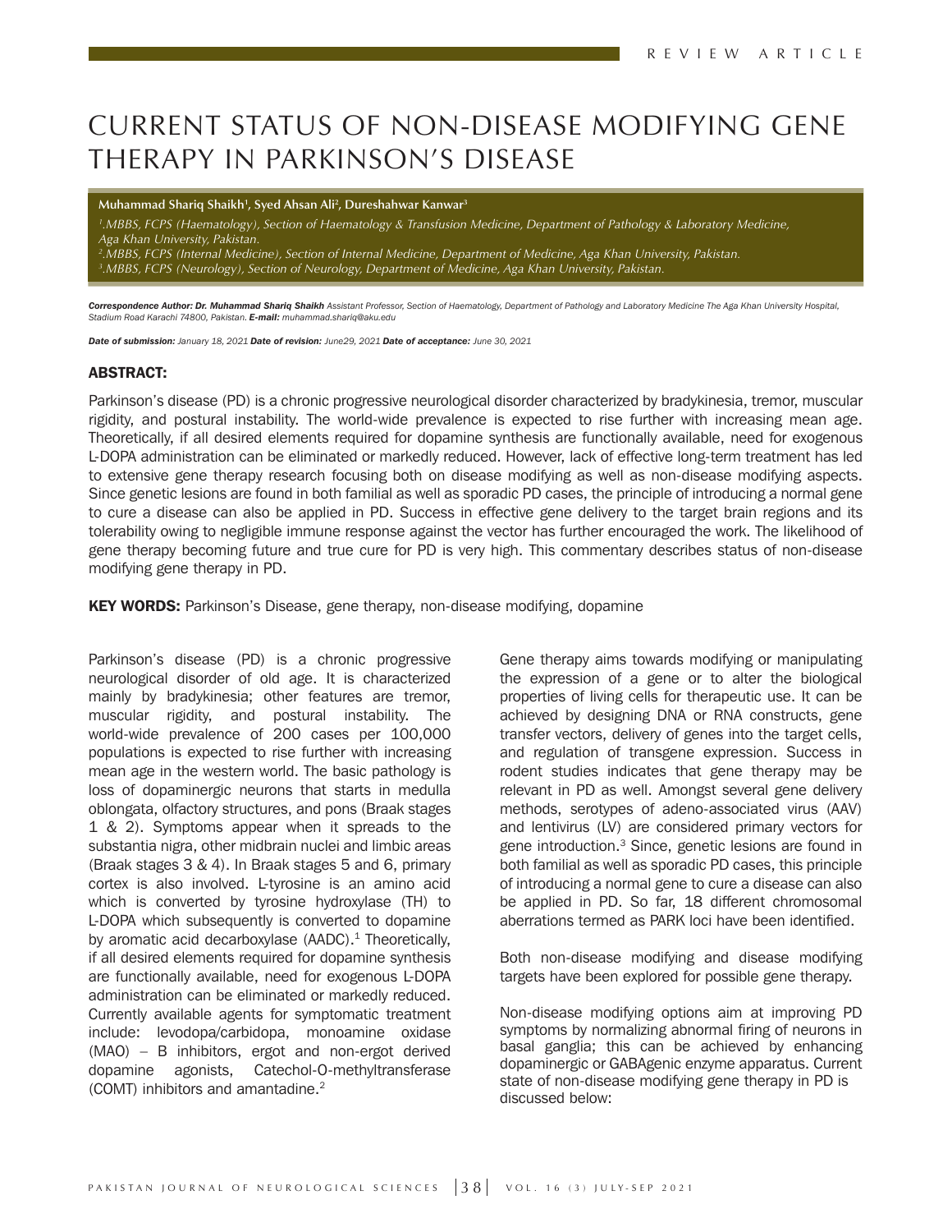# CURRENT STATUS OF NON-DISEASE MODIFYING GENE THERAPY IN PARKINSON'S DISEASE

**Muhammad Shariq Shaikh[1], Syed Ahsan Ali[2], Dureshahwar Kanwar[3]**

*[1].MBBS, FCPS (Haematology), Section of Haematology & Transfusion Medicine, Department of Pathology & Laboratory Medicine, Aga Khan University, Pakistan.*
*[2].MBBS, FCPS (Internal Medicine), Section of Internal Medicine, Department of Medicine, Aga Khan University, Pakistan.*
*[3].MBBS, FCPS (Neurology), Section of Neurology, Department of Medicine, Aga Khan University, Pakistan.*

***Correspondence Author: Dr. Muhammad Shariq Shaikh*** *Assistant Professor, Section of Haematology, Department of Pathology and Laboratory Medicine The Aga Khan University Hospital, Stadium Road Karachi 74800, Pakistan.* ***E-mail:*** *muhammad.shariq@aku.edu*

***Date of submission:*** *January 18, 2021* ***Date of revision:*** *June29, 2021* ***Date of acceptance:*** *June 30, 2021*

## ABSTRACT:

Parkinson's disease (PD) is a chronic progressive neurological disorder characterized by bradykinesia, tremor, muscular rigidity, and postural instability. The world-wide prevalence is expected to rise further with increasing mean age. Theoretically, if all desired elements required for dopamine synthesis are functionally available, need for exogenous L-DOPA administration can be eliminated or markedly reduced. However, lack of effective long-term treatment has led to extensive gene therapy research focusing both on disease modifying as well as non-disease modifying aspects. Since genetic lesions are found in both familial as well as sporadic PD cases, the principle of introducing a normal gene to cure a disease can also be applied in PD. Success in effective gene delivery to the target brain regions and its tolerability owing to negligible immune response against the vector has further encouraged the work. The likelihood of gene therapy becoming future and true cure for PD is very high. This commentary describes status of non-disease modifying gene therapy in PD.

**KEY WORDS:** Parkinson's Disease, gene therapy, non-disease modifying, dopamine

Parkinson's disease (PD) is a chronic progressive neurological disorder of old age. It is characterized mainly by bradykinesia; other features are tremor, muscular rigidity, and postural instability. The world-wide prevalence of 200 cases per 100,000 populations is expected to rise further with increasing mean age in the western world. The basic pathology is loss of dopaminergic neurons that starts in medulla oblongata, olfactory structures, and pons (Braak stages 1 & 2). Symptoms appear when it spreads to the substantia nigra, other midbrain nuclei and limbic areas (Braak stages 3 & 4). In Braak stages 5 and 6, primary cortex is also involved. L-tyrosine is an amino acid which is converted by tyrosine hydroxylase (TH) to L-DOPA which subsequently is converted to dopamine by aromatic acid decarboxylase (AADC).[1] Theoretically, if all desired elements required for dopamine synthesis are functionally available, need for exogenous L-DOPA administration can be eliminated or markedly reduced. Currently available agents for symptomatic treatment include: levodopa/carbidopa, monoamine oxidase (MAO) – B inhibitors, ergot and non-ergot derived dopamine agonists, Catechol-O-methyltransferase (COMT) inhibitors and amantadine.[2]

Gene therapy aims towards modifying or manipulating the expression of a gene or to alter the biological properties of living cells for therapeutic use. It can be achieved by designing DNA or RNA constructs, gene transfer vectors, delivery of genes into the target cells, and regulation of transgene expression. Success in rodent studies indicates that gene therapy may be relevant in PD as well. Amongst several gene delivery methods, serotypes of adeno-associated virus (AAV) and lentivirus (LV) are considered primary vectors for gene introduction.[3] Since, genetic lesions are found in both familial as well as sporadic PD cases, this principle of introducing a normal gene to cure a disease can also be applied in PD. So far, 18 different chromosomal aberrations termed as PARK loci have been identified.

Both non-disease modifying and disease modifying targets have been explored for possible gene therapy.

Non-disease modifying options aim at improving PD symptoms by normalizing abnormal firing of neurons in basal ganglia; this can be achieved by enhancing dopaminergic or GABAgenic enzyme apparatus. Current state of non-disease modifying gene therapy in PD is discussed below: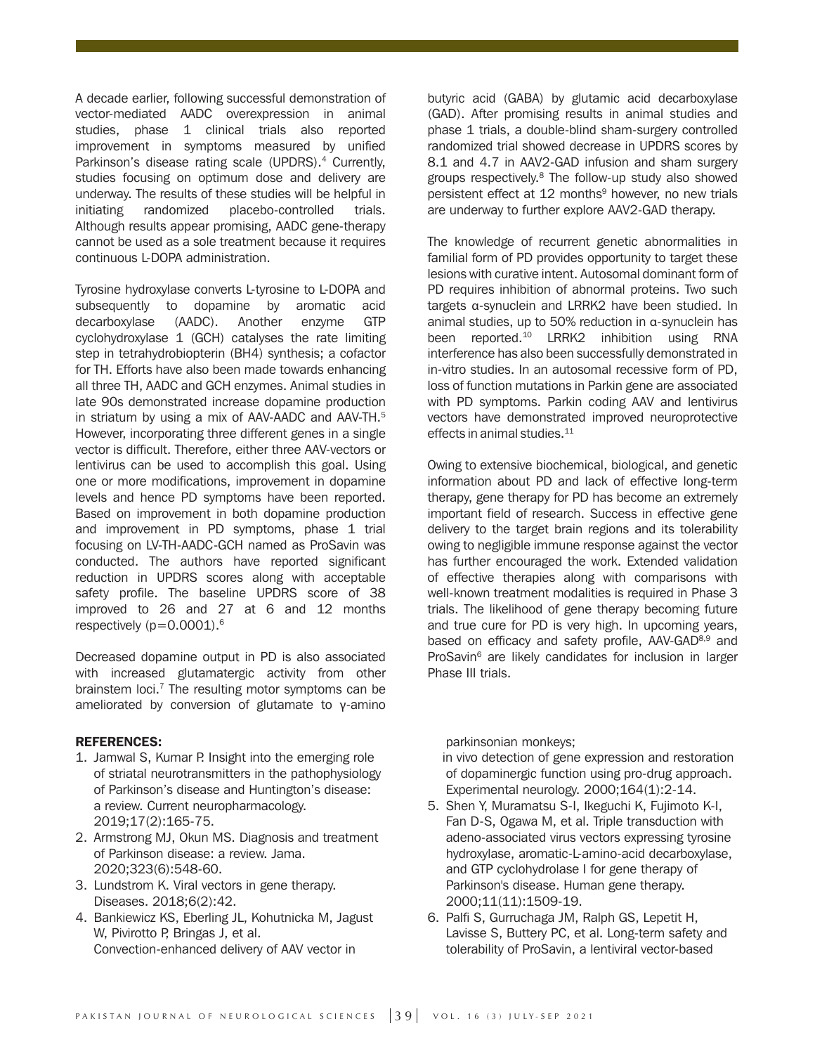A decade earlier, following successful demonstration of vector-mediated AADC overexpression in animal studies, phase 1 clinical trials also reported improvement in symptoms measured by unified Parkinson's disease rating scale (UPDRS).[4] Currently, studies focusing on optimum dose and delivery are underway. The results of these studies will be helpful in initiating randomized placebo-controlled trials. Although results appear promising, AADC gene-therapy cannot be used as a sole treatment because it requires continuous L-DOPA administration.

Tyrosine hydroxylase converts L-tyrosine to L-DOPA and subsequently to dopamine by aromatic acid decarboxylase (AADC). Another enzyme GTP cyclohydroxylase 1 (GCH) catalyses the rate limiting step in tetrahydrobiopterin (BH4) synthesis; a cofactor for TH. Efforts have also been made towards enhancing all three TH, AADC and GCH enzymes. Animal studies in late 90s demonstrated increase dopamine production in striatum by using a mix of AAV-AADC and AAV-TH.[5] However, incorporating three different genes in a single vector is difficult. Therefore, either three AAV-vectors or lentivirus can be used to accomplish this goal. Using one or more modifications, improvement in dopamine levels and hence PD symptoms have been reported. Based on improvement in both dopamine production and improvement in PD symptoms, phase 1 trial focusing on LV-TH-AADC-GCH named as ProSavin was conducted. The authors have reported significant reduction in UPDRS scores along with acceptable safety profile. The baseline UPDRS score of 38 improved to 26 and 27 at 6 and 12 months respectively ($p=0.0001$).[6]

Decreased dopamine output in PD is also associated with increased glutamatergic activity from other brainstem loci.[7] The resulting motor symptoms can be ameliorated by conversion of glutamate to γ-amino butyric acid (GABA) by glutamic acid decarboxylase (GAD). After promising results in animal studies and phase 1 trials, a double-blind sham-surgery controlled randomized trial showed decrease in UPDRS scores by 8.1 and 4.7 in AAV2-GAD infusion and sham surgery groups respectively.[8] The follow-up study also showed persistent effect at 12 months[9] however, no new trials are underway to further explore AAV2-GAD therapy.

The knowledge of recurrent genetic abnormalities in familial form of PD provides opportunity to target these lesions with curative intent. Autosomal dominant form of PD requires inhibition of abnormal proteins. Two such targets α-synuclein and LRRK2 have been studied. In animal studies, up to 50% reduction in α-synuclein has been reported.[10] LRRK2 inhibition using RNA interference has also been successfully demonstrated in in-vitro studies. In an autosomal recessive form of PD, loss of function mutations in Parkin gene are associated with PD symptoms. Parkin coding AAV and lentivirus vectors have demonstrated improved neuroprotective effects in animal studies.[11]

Owing to extensive biochemical, biological, and genetic information about PD and lack of effective long-term therapy, gene therapy for PD has become an extremely important field of research. Success in effective gene delivery to the target brain regions and its tolerability owing to negligible immune response against the vector has further encouraged the work. Extended validation of effective therapies along with comparisons with well-known treatment modalities is required in Phase 3 trials. The likelihood of gene therapy becoming future and true cure for PD is very high. In upcoming years, based on efficacy and safety profile, AAV-GAD[8,9] and ProSavin[6] are likely candidates for inclusion in larger Phase III trials.

## REFERENCES:

1. Jamwal S, Kumar P. Insight into the emerging role of striatal neurotransmitters in the pathophysiology of Parkinson's disease and Huntington's disease: a review. Current neuropharmacology. 2019;17(2):165-75.
2. Armstrong MJ, Okun MS. Diagnosis and treatment of Parkinson disease: a review. Jama. 2020;323(6):548-60.
3. Lundstrom K. Viral vectors in gene therapy. Diseases. 2018;6(2):42.
4. Bankiewicz KS, Eberling JL, Kohutnicka M, Jagust W, Pivirotto P, Bringas J, et al. Convection-enhanced delivery of AAV vector in parkinsonian monkeys; in vivo detection of gene expression and restoration of dopaminergic function using pro-drug approach. Experimental neurology. 2000;164(1):2-14.
5. Shen Y, Muramatsu S-I, Ikeguchi K, Fujimoto K-I, Fan D-S, Ogawa M, et al. Triple transduction with adeno-associated virus vectors expressing tyrosine hydroxylase, aromatic-L-amino-acid decarboxylase, and GTP cyclohydrolase I for gene therapy of Parkinson's disease. Human gene therapy. 2000;11(11):1509-19.
6. Palfi S, Gurruchaga JM, Ralph GS, Lepetit H, Lavisse S, Buttery PC, et al. Long-term safety and tolerability of ProSavin, a lentiviral vector-based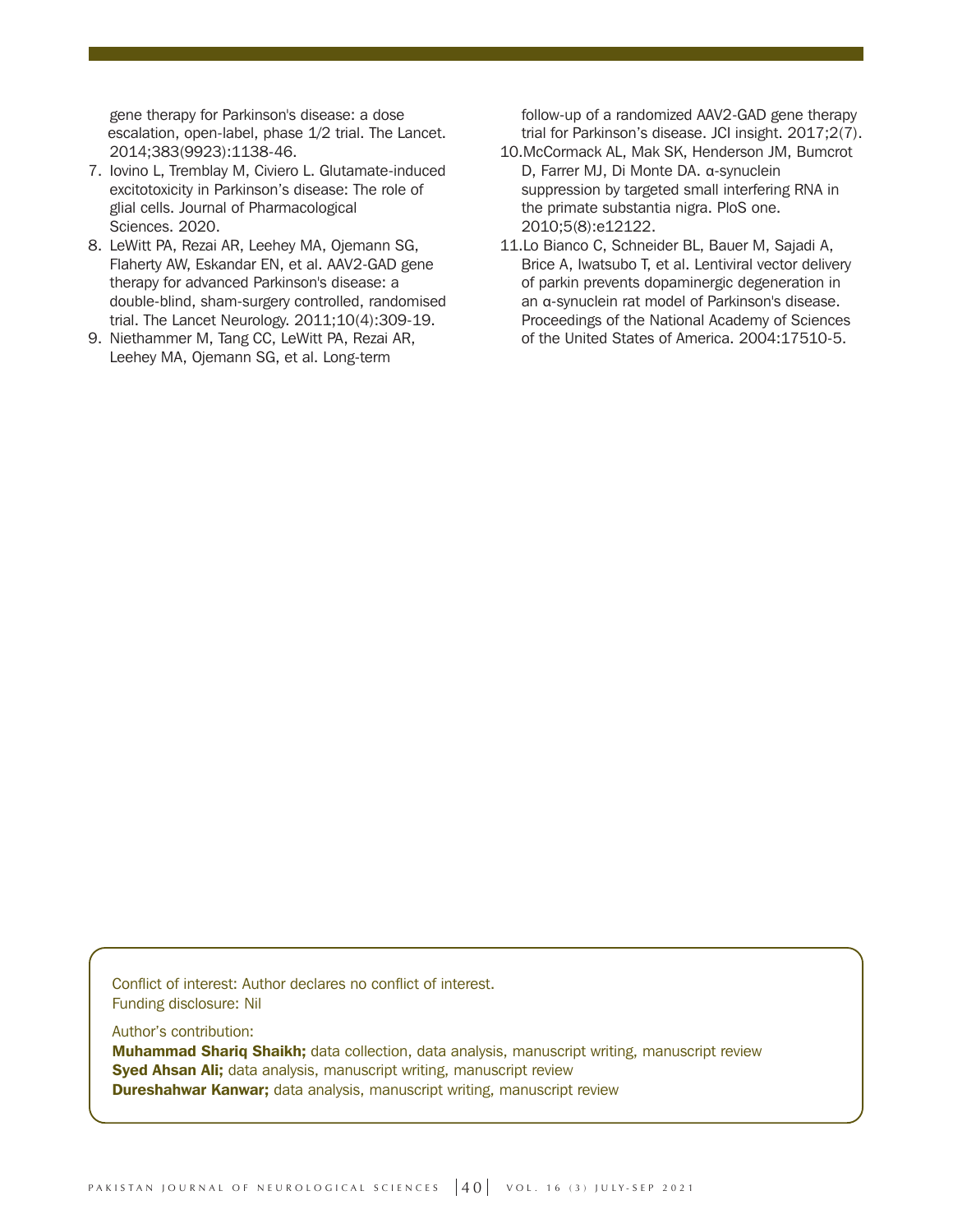gene therapy for Parkinson's disease: a dose escalation, open-label, phase 1/2 trial. The Lancet. 2014;383(9923):1138-46.

7. Iovino L, Tremblay M, Civiero L. Glutamate-induced excitotoxicity in Parkinson's disease: The role of glial cells. Journal of Pharmacological Sciences. 2020.
8. LeWitt PA, Rezai AR, Leehey MA, Ojemann SG, Flaherty AW, Eskandar EN, et al. AAV2-GAD gene therapy for advanced Parkinson's disease: a double-blind, sham-surgery controlled, randomised trial. The Lancet Neurology. 2011;10(4):309-19.
9. Niethammer M, Tang CC, LeWitt PA, Rezai AR, Leehey MA, Ojemann SG, et al. Long-term follow-up of a randomized AAV2-GAD gene therapy trial for Parkinson's disease. JCI insight. 2017;2(7).
10. McCormack AL, Mak SK, Henderson JM, Bumcrot D, Farrer MJ, Di Monte DA. α-synuclein suppression by targeted small interfering RNA in the primate substantia nigra. PloS one. 2010;5(8):e12122.
11. Lo Bianco C, Schneider BL, Bauer M, Sajadi A, Brice A, Iwatsubo T, et al. Lentiviral vector delivery of parkin prevents dopaminergic degeneration in an α-synuclein rat model of Parkinson's disease. Proceedings of the National Academy of Sciences of the United States of America. 2004:17510-5.

Conflict of interest: Author declares no conflict of interest.
Funding disclosure: Nil

Author's contribution:
**Muhammad Shariq Shaikh;** data collection, data analysis, manuscript writing, manuscript review
**Syed Ahsan Ali;** data analysis, manuscript writing, manuscript review
**Dureshahwar Kanwar;** data analysis, manuscript writing, manuscript review